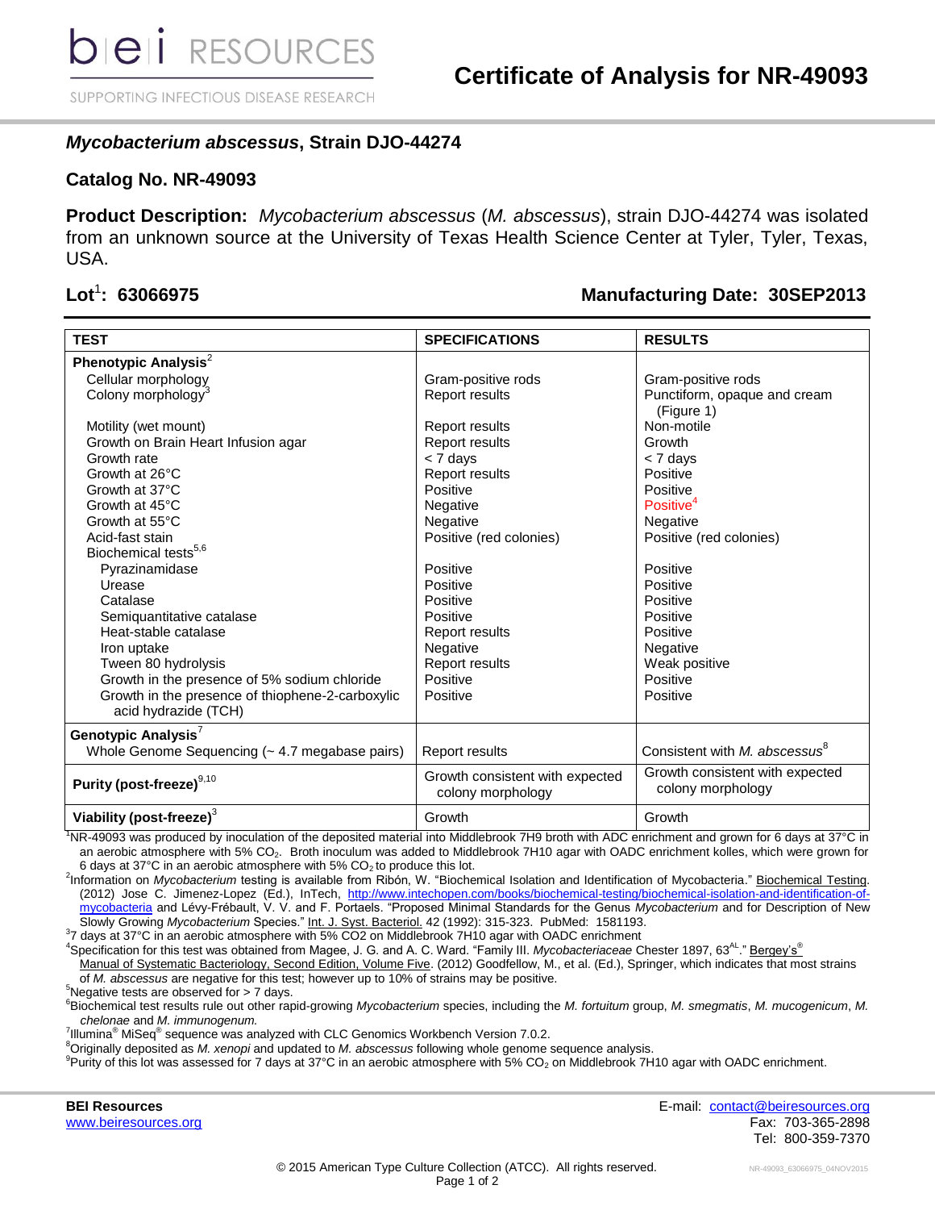# Certificate of Analysis for NR-49093

## *Mycobacterium abscessus*, Strain DJO-44274

## Catalog No. NR-49093

**Product Description:** *Mycobacterium abscessus* (*M. abscessus*), strain DJO-44274 was isolated from an unknown source at the University of Texas Health Science Center at Tyler, Tyler, Texas, USA.

**Lot[1]: 63066975** **Manufacturing Date: 30SEP2013**

| TEST | SPECIFICATIONS | RESULTS |
|---|---|---|
| **Phenotypic Analysis[2]** | | |
| Cellular morphology | Gram-positive rods | Gram-positive rods |
| Colony morphology[3] | Report results | Punctiform, opaque and cream (Figure 1) |
| Motility (wet mount) | Report results | Non-motile |
| Growth on Brain Heart Infusion agar | Report results | Growth |
| Growth rate | < 7 days | < 7 days |
| Growth at 26°C | Report results | Positive |
| Growth at 37°C | Positive | Positive |
| Growth at 45°C | Negative | Positive[4] |
| Growth at 55°C | Negative | Negative |
| Acid-fast stain | Positive (red colonies) | Positive (red colonies) |
| Biochemical tests[5,6] | | |
| Pyrazinamidase | Positive | Positive |
| Urease | Positive | Positive |
| Catalase | Positive | Positive |
| Semiquantitative catalase | Positive | Positive |
| Heat-stable catalase | Report results | Positive |
| Iron uptake | Negative | Negative |
| Tween 80 hydrolysis | Report results | Weak positive |
| Growth in the presence of 5% sodium chloride | Positive | Positive |
| Growth in the presence of thiophene-2-carboxylic acid hydrazide (TCH) | Positive | Positive |
| **Genotypic Analysis[7]** | | |
| Whole Genome Sequencing (~ 4.7 megabase pairs) | Report results | Consistent with *M. abscessus*[8] |
| **Purity (post-freeze)[9,10]** | Growth consistent with expected colony morphology | Growth consistent with expected colony morphology |
| **Viability (post-freeze)[3]** | Growth | Growth |

[1]NR-49093 was produced by inoculation of the deposited material into Middlebrook 7H9 broth with ADC enrichment and grown for 6 days at 37°C in an aerobic atmosphere with 5% $CO_2$. Broth inoculum was added to Middlebrook 7H10 agar with OADC enrichment kolles, which were grown for 6 days at 37°C in an aerobic atmosphere with 5% $CO_2$ to produce this lot.

[2]Information on *Mycobacterium* testing is available from Ribón, W. "Biochemical Isolation and Identification of Mycobacteria." Biochemical Testing. (2012) Jose C. Jimenez-Lopez (Ed.), InTech, http://www.intechopen.com/books/biochemical-testing/biochemical-isolation-and-identification-of-mycobacteria and Lévy-Frébault, V. V. and F. Portaels. "Proposed Minimal Standards for the Genus *Mycobacterium* and for Description of New Slowly Growing *Mycobacterium* Species." Int. J. Syst. Bacteriol. 42 (1992): 315-323. PubMed: 1581193.

[3]7 days at 37°C in an aerobic atmosphere with 5% CO2 on Middlebrook 7H10 agar with OADC enrichment

[4]Specification for this test was obtained from Magee, J. G. and A. C. Ward. "Family III. *Mycobacteriaceae* Chester 1897, 63[AL]." Bergey's® Manual of Systematic Bacteriology, Second Edition, Volume Five. (2012) Goodfellow, M., et al. (Ed.), Springer, which indicates that most strains of *M. abscessus* are negative for this test; however up to 10% of strains may be positive.

[5]Negative tests are observed for > 7 days.

[6]Biochemical test results rule out other rapid-growing *Mycobacterium* species, including the *M. fortuitum* group, *M. smegmatis*, *M. mucogenicum*, *M. chelonae* and *M. immunogenum.*

[7]Illumina® MiSeq® sequence was analyzed with CLC Genomics Workbench Version 7.0.2.

[8]Originally deposited as *M. xenopi* and updated to *M. abscessus* following whole genome sequence analysis.

[9]Purity of this lot was assessed for 7 days at 37°C in an aerobic atmosphere with 5% $CO_2$ on Middlebrook 7H10 agar with OADC enrichment.

**BEI Resources**
www.beiresources.org

E-mail: contact@beiresources.org
Fax: 703-365-2898
Tel: 800-359-7370

© 2015 American Type Culture Collection (ATCC). All rights reserved.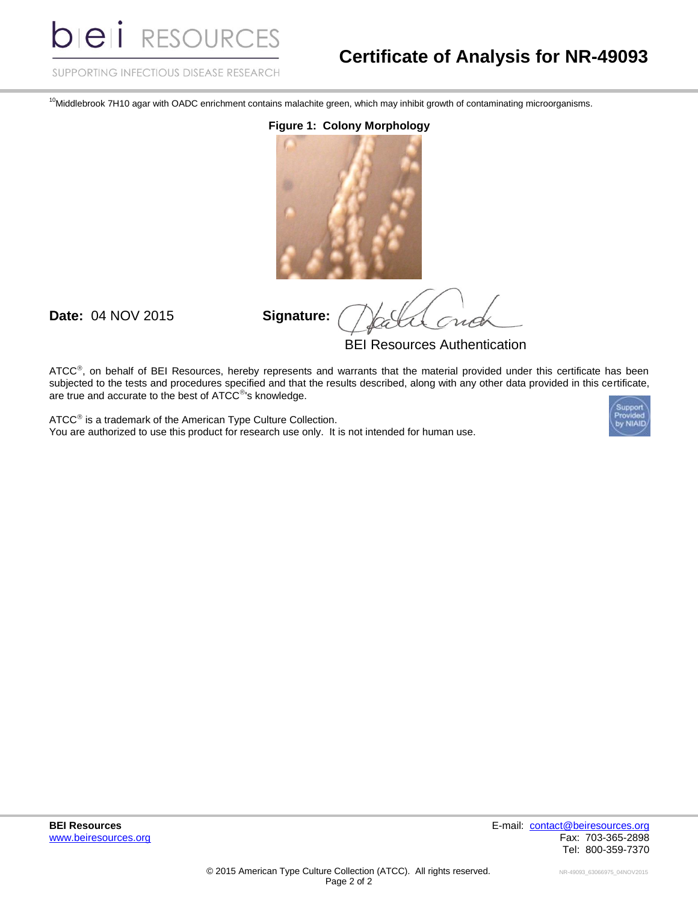[10]Middlebrook 7H10 agar with OADC enrichment contains malachite green, which may inhibit growth of contaminating microorganisms.

**Figure 1: Colony Morphology**

**Date:** 04 NOV 2015

**Signature:**

BEI Resources Authentication

ATCC®, on behalf of BEI Resources, hereby represents and warrants that the material provided under this certificate has been subjected to the tests and procedures specified and that the results described, along with any other data provided in this certificate, are true and accurate to the best of ATCC®'s knowledge.

ATCC® is a trademark of the American Type Culture Collection.
You are authorized to use this product for research use only. It is not intended for human use.

**BEI Resources**
www.beiresources.org

E-mail: contact@beiresources.org
Fax: 703-365-2898
Tel: 800-359-7370

© 2015 American Type Culture Collection (ATCC). All rights reserved.